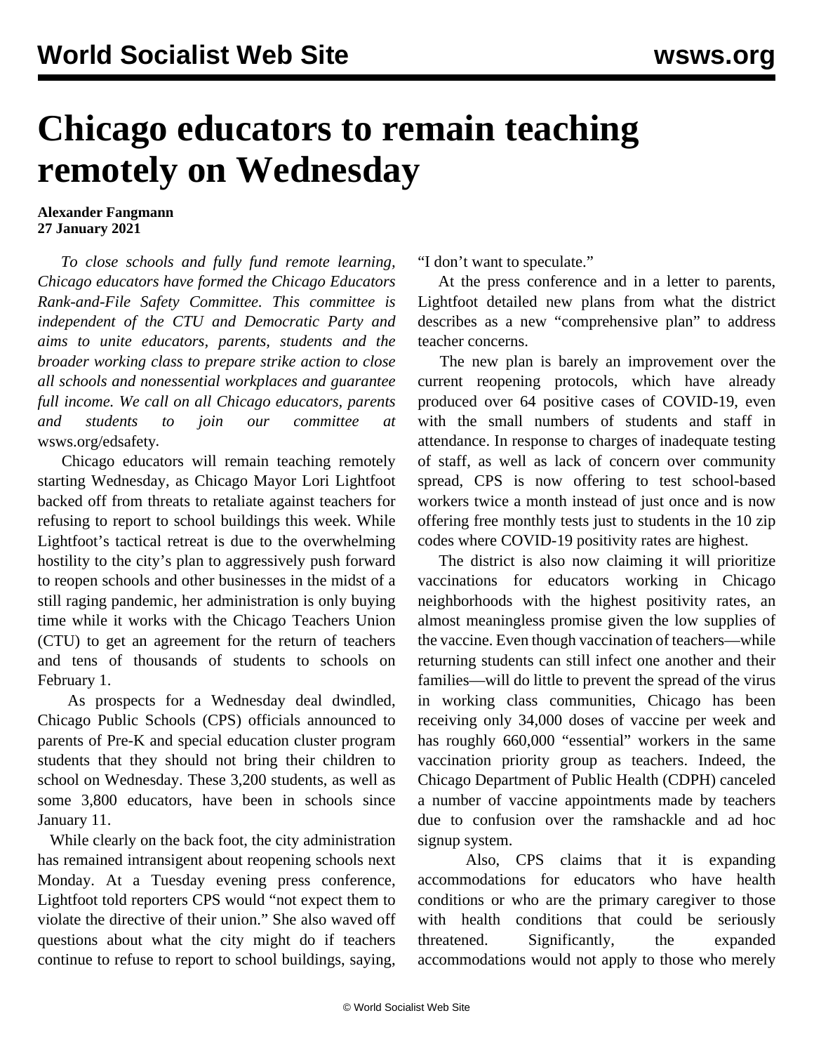# Chicago educators to remain teaching remotely on Wednesday

**Alexander Fangmann**
**27 January 2021**

*To close schools and fully fund remote learning, Chicago educators have formed the Chicago Educators Rank-and-File Safety Committee. This committee is independent of the CTU and Democratic Party and aims to unite educators, parents, students and the broader working class to prepare strike action to close all schools and nonessential workplaces and guarantee full income. We call on all Chicago educators, parents and students to join our committee at* wsws.org/edsafety.

Chicago educators will remain teaching remotely starting Wednesday, as Chicago Mayor Lori Lightfoot backed off from threats to retaliate against teachers for refusing to report to school buildings this week. While Lightfoot's tactical retreat is due to the overwhelming hostility to the city's plan to aggressively push forward to reopen schools and other businesses in the midst of a still raging pandemic, her administration is only buying time while it works with the Chicago Teachers Union (CTU) to get an agreement for the return of teachers and tens of thousands of students to schools on February 1.

As prospects for a Wednesday deal dwindled, Chicago Public Schools (CPS) officials announced to parents of Pre-K and special education cluster program students that they should not bring their children to school on Wednesday. These 3,200 students, as well as some 3,800 educators, have been in schools since January 11.

While clearly on the back foot, the city administration has remained intransigent about reopening schools next Monday. At a Tuesday evening press conference, Lightfoot told reporters CPS would "not expect them to violate the directive of their union." She also waved off questions about what the city might do if teachers continue to refuse to report to school buildings, saying, "I don't want to speculate."

At the press conference and in a letter to parents, Lightfoot detailed new plans from what the district describes as a new "comprehensive plan" to address teacher concerns.

The new plan is barely an improvement over the current reopening protocols, which have already produced over 64 positive cases of COVID-19, even with the small numbers of students and staff in attendance. In response to charges of inadequate testing of staff, as well as lack of concern over community spread, CPS is now offering to test school-based workers twice a month instead of just once and is now offering free monthly tests just to students in the 10 zip codes where COVID-19 positivity rates are highest.

The district is also now claiming it will prioritize vaccinations for educators working in Chicago neighborhoods with the highest positivity rates, an almost meaningless promise given the low supplies of the vaccine. Even though vaccination of teachers—while returning students can still infect one another and their families—will do little to prevent the spread of the virus in working class communities, Chicago has been receiving only 34,000 doses of vaccine per week and has roughly 660,000 "essential" workers in the same vaccination priority group as teachers. Indeed, the Chicago Department of Public Health (CDPH) canceled a number of vaccine appointments made by teachers due to confusion over the ramshackle and ad hoc signup system.

Also, CPS claims that it is expanding accommodations for educators who have health conditions or who are the primary caregiver to those with health conditions that could be seriously threatened. Significantly, the expanded accommodations would not apply to those who merely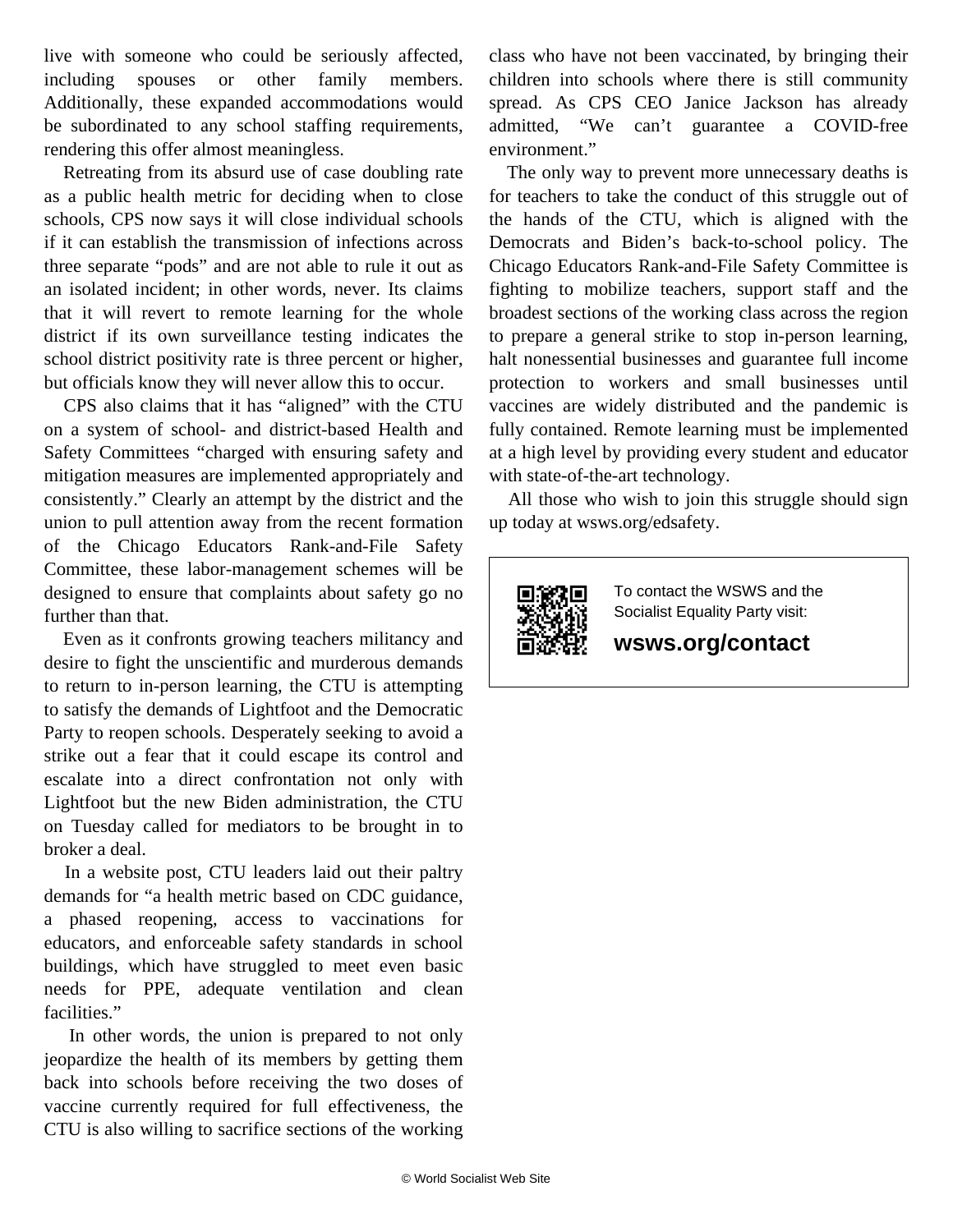live with someone who could be seriously affected, including spouses or other family members. Additionally, these expanded accommodations would be subordinated to any school staffing requirements, rendering this offer almost meaningless.

Retreating from its absurd use of case doubling rate as a public health metric for deciding when to close schools, CPS now says it will close individual schools if it can establish the transmission of infections across three separate "pods" and are not able to rule it out as an isolated incident; in other words, never. Its claims that it will revert to remote learning for the whole district if its own surveillance testing indicates the school district positivity rate is three percent or higher, but officials know they will never allow this to occur.

CPS also claims that it has "aligned" with the CTU on a system of school- and district-based Health and Safety Committees "charged with ensuring safety and mitigation measures are implemented appropriately and consistently." Clearly an attempt by the district and the union to pull attention away from the recent formation of the Chicago Educators Rank-and-File Safety Committee, these labor-management schemes will be designed to ensure that complaints about safety go no further than that.

Even as it confronts growing teachers militancy and desire to fight the unscientific and murderous demands to return to in-person learning, the CTU is attempting to satisfy the demands of Lightfoot and the Democratic Party to reopen schools. Desperately seeking to avoid a strike out a fear that it could escape its control and escalate into a direct confrontation not only with Lightfoot but the new Biden administration, the CTU on Tuesday called for mediators to be brought in to broker a deal.

In a website post, CTU leaders laid out their paltry demands for "a health metric based on CDC guidance, a phased reopening, access to vaccinations for educators, and enforceable safety standards in school buildings, which have struggled to meet even basic needs for PPE, adequate ventilation and clean facilities."

In other words, the union is prepared to not only jeopardize the health of its members by getting them back into schools before receiving the two doses of vaccine currently required for full effectiveness, the CTU is also willing to sacrifice sections of the working class who have not been vaccinated, by bringing their children into schools where there is still community spread. As CPS CEO Janice Jackson has already admitted, "We can't guarantee a COVID-free environment."

The only way to prevent more unnecessary deaths is for teachers to take the conduct of this struggle out of the hands of the CTU, which is aligned with the Democrats and Biden's back-to-school policy. The Chicago Educators Rank-and-File Safety Committee is fighting to mobilize teachers, support staff and the broadest sections of the working class across the region to prepare a general strike to stop in-person learning, halt nonessential businesses and guarantee full income protection to workers and small businesses until vaccines are widely distributed and the pandemic is fully contained. Remote learning must be implemented at a high level by providing every student and educator with state-of-the-art technology.

All those who wish to join this struggle should sign up today at wsws.org/edsafety.

To contact the WSWS and the Socialist Equality Party visit:

**wsws.org/contact**